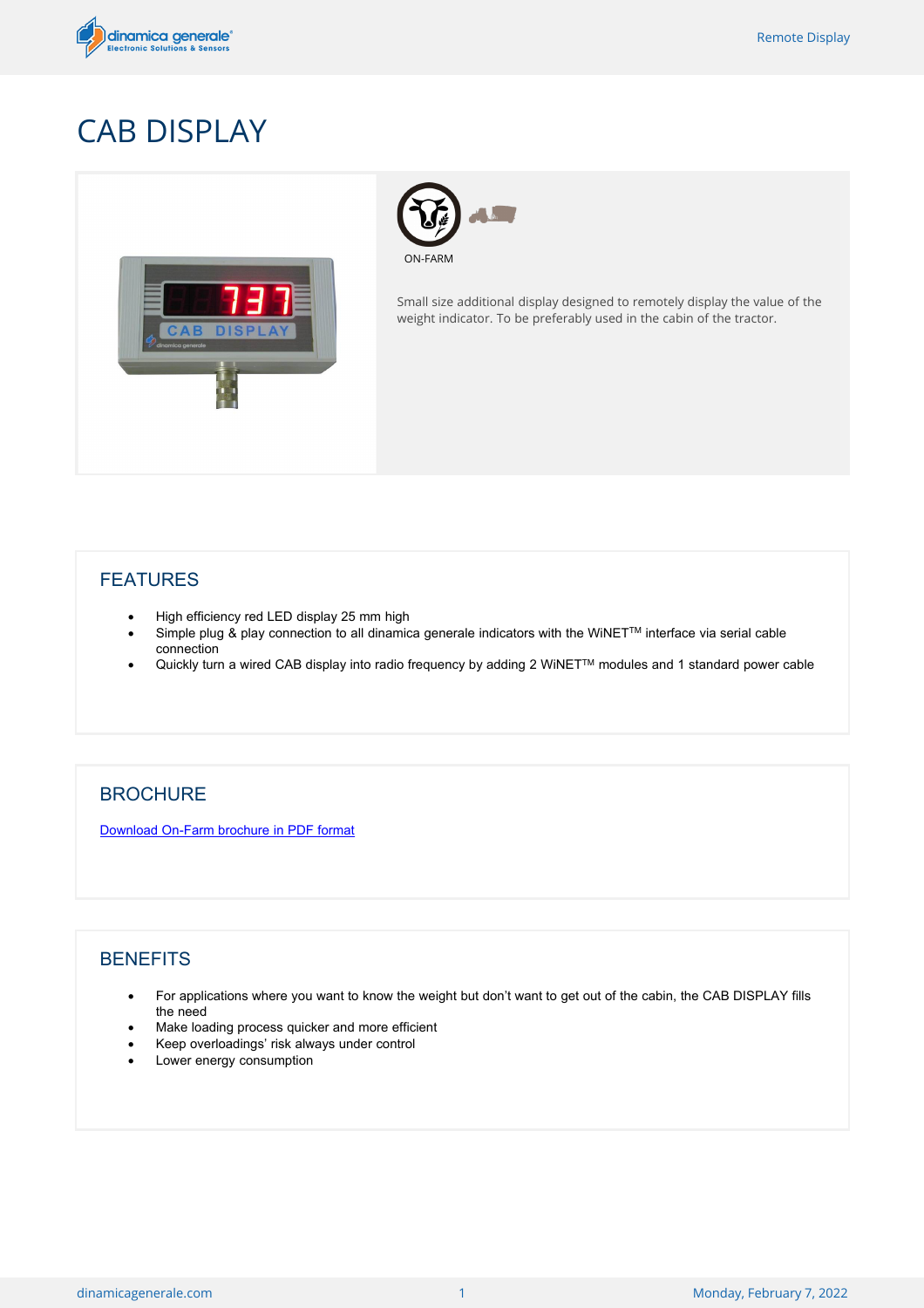# CAB DISPLAY

ON-FARM

Small size additional display designed to remotely display the value of the weight indicator. To be preferably used in the cabin of the tractor.

## FEATURES

- High efficiency red LED display 25 mm high
- Simple plug & play connection to all dinamica generale indicators with the WiNET™ interface via serial cable connection
- Quickly turn a wired CAB display into radio frequency by adding 2 WiNET™ modules and 1 standard power cable

## BROCHURE

Download On-Farm brochure in PDF format

## BENEFITS

- For applications where you want to know the weight but don't want to get out of the cabin, the CAB DISPLAY fills the need
- Make loading process quicker and more efficient
- Keep overloadings' risk always under control
- Lower energy consumption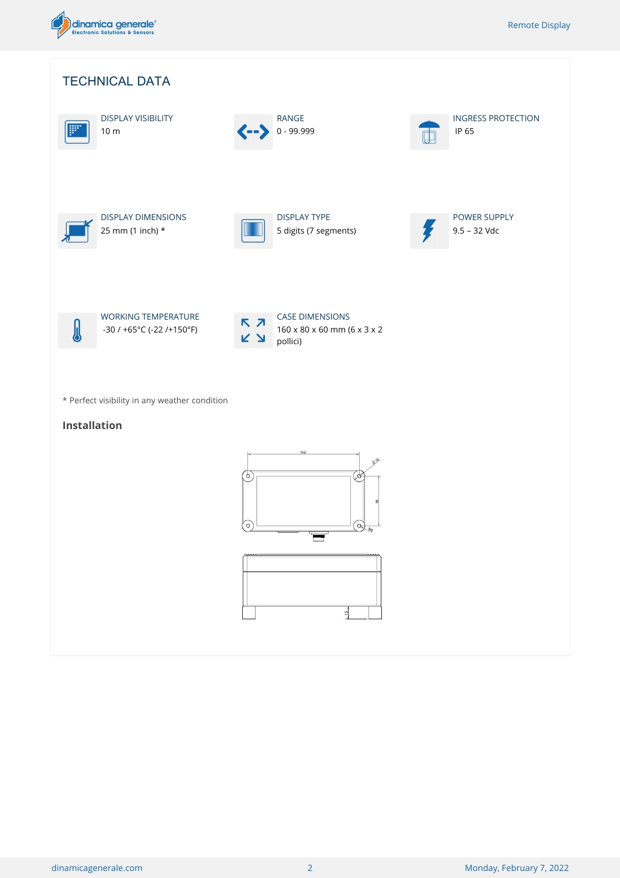## TECHNICAL DATA

DISPLAY VISIBILITY
10 m

RANGE
0 - 99.999

INGRESS PROTECTION
IP 65

DISPLAY DIMENSIONS
25 mm (1 inch) *

DISPLAY TYPE
5 digits (7 segments)

POWER SUPPLY
9.5 – 32 Vdc

WORKING TEMPERATURE
-30 / +65°C (-22 /+150°F)

CASE DIMENSIONS
160 x 80 x 60 mm (6 x 3 x 2 pollici)

* Perfect visibility in any weather condition

### Installation

146

Ø 4,5

68

M5

15